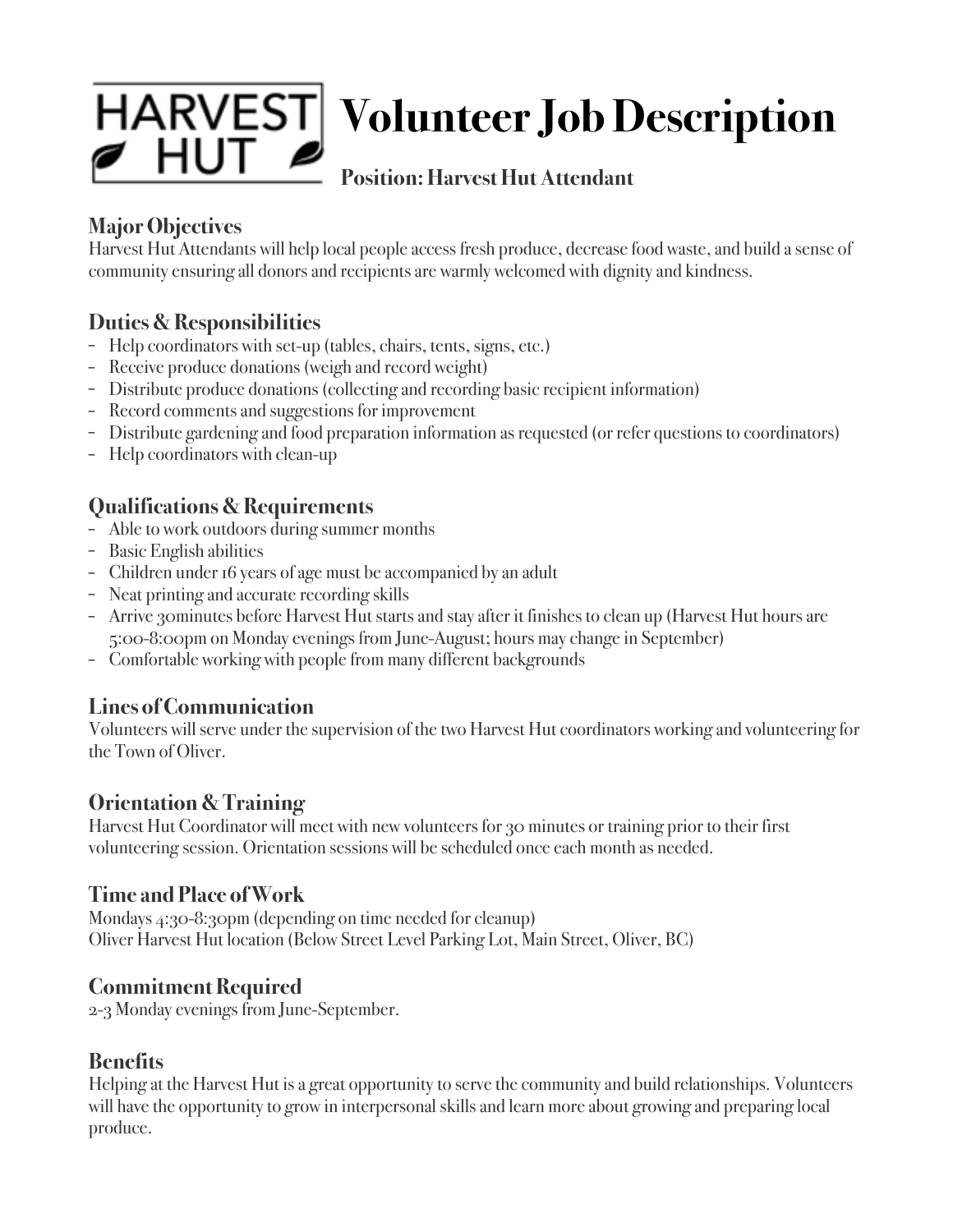# Volunteer Job Description

**Position: Harvest Hut Attendant**

## Major Objectives

Harvest Hut Attendants will help local people access fresh produce, decrease food waste, and build a sense of community ensuring all donors and recipients are warmly welcomed with dignity and kindness.

## Duties & Responsibilities

- Help coordinators with set-up (tables, chairs, tents, signs, etc.)
- Receive produce donations (weigh and record weight)
- Distribute produce donations (collecting and recording basic recipient information)
- Record comments and suggestions for improvement
- Distribute gardening and food preparation information as requested (or refer questions to coordinators)
- Help coordinators with clean-up

## Qualifications & Requirements

- Able to work outdoors during summer months
- Basic English abilities
- Children under 16 years of age must be accompanied by an adult
- Neat printing and accurate recording skills
- Arrive 30minutes before Harvest Hut starts and stay after it finishes to clean up (Harvest Hut hours are 5:00-8:00pm on Monday evenings from June-August; hours may change in September)
- Comfortable working with people from many different backgrounds

## Lines of Communication

Volunteers will serve under the supervision of the two Harvest Hut coordinators working and volunteering for the Town of Oliver.

## Orientation & Training

Harvest Hut Coordinator will meet with new volunteers for 30 minutes or training prior to their first volunteering session. Orientation sessions will be scheduled once each month as needed.

## Time and Place of Work

Mondays 4:30-8:30pm (depending on time needed for cleanup)
Oliver Harvest Hut location (Below Street Level Parking Lot, Main Street, Oliver, BC)

## Commitment Required

2-3 Monday evenings from June-September.

## Benefits

Helping at the Harvest Hut is a great opportunity to serve the community and build relationships. Volunteers will have the opportunity to grow in interpersonal skills and learn more about growing and preparing local produce.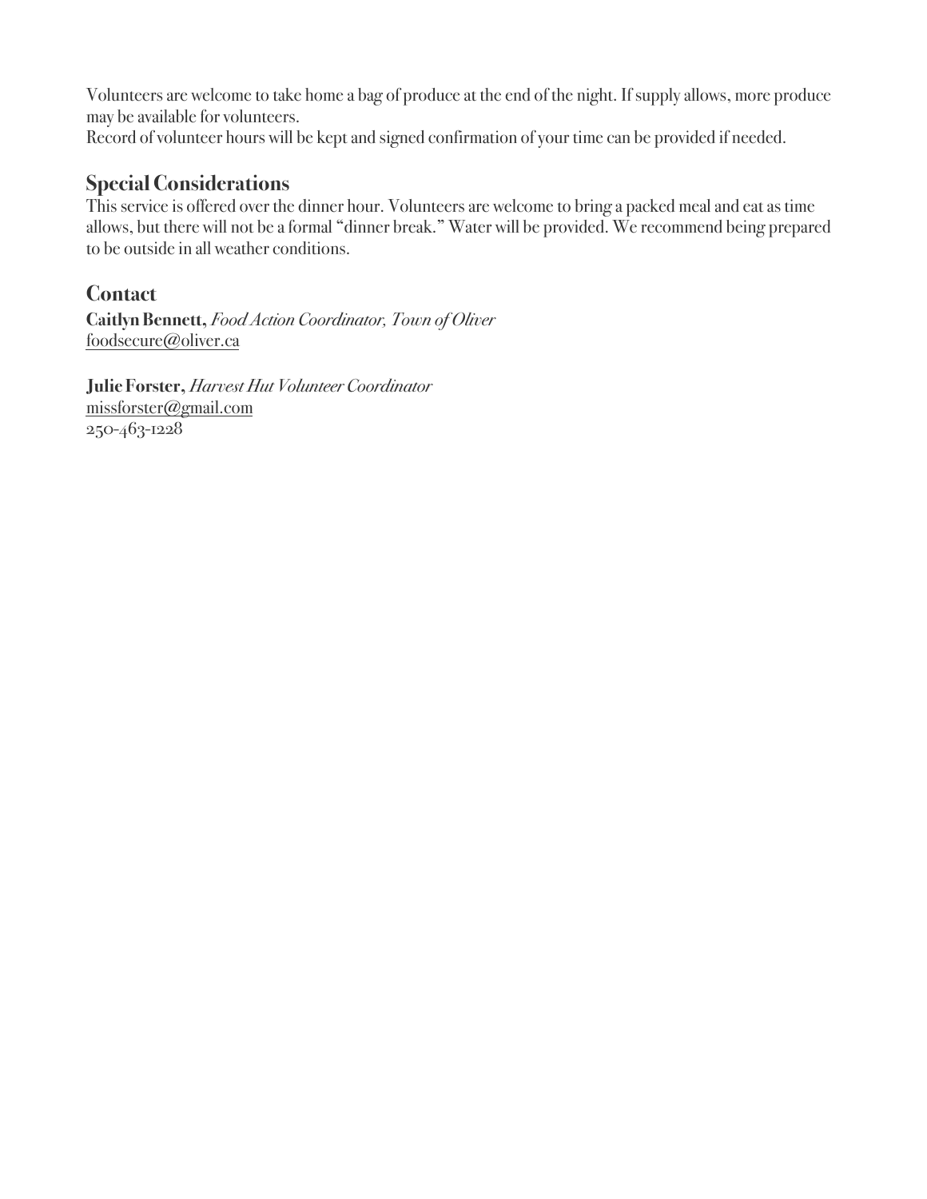Volunteers are welcome to take home a bag of produce at the end of the night. If supply allows, more produce may be available for volunteers.

Record of volunteer hours will be kept and signed confirmation of your time can be provided if needed.

## Special Considerations

This service is offered over the dinner hour. Volunteers are welcome to bring a packed meal and eat as time allows, but there will not be a formal "dinner break." Water will be provided. We recommend being prepared to be outside in all weather conditions.

## Contact

**Caitlyn Bennett**, *Food Action Coordinator, Town of Oliver*
foodsecure@oliver.ca

**Julie Forster**, *Harvest Hut Volunteer Coordinator*
missforster@gmail.com
250-463-1228